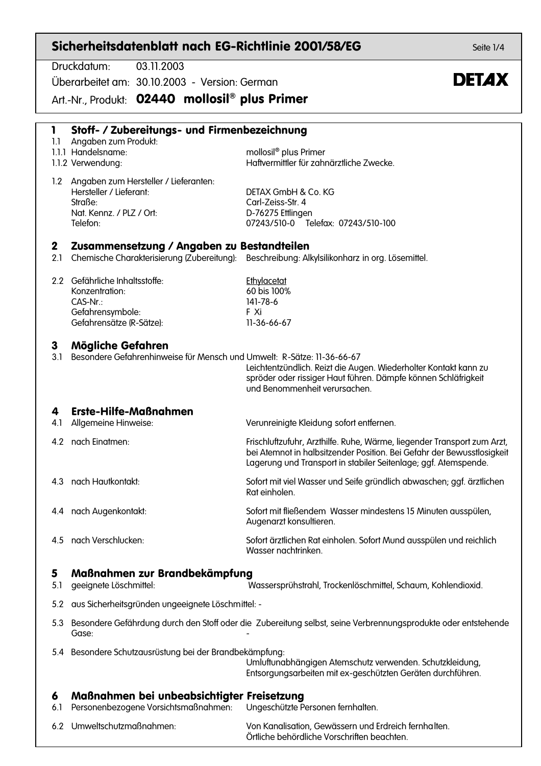# Sicherheitsdatenblatt nach EG-Richtlinie 2001/58/EG

Druckdatum: 03.11.2003

Überarbeitet am: 30.10.2003 - Version: German

**DETAX**

Art.-Nr., Produkt: **02440 mollosil® plus Primer**

## 1 Stoff- / Zubereitungs- und Firmenbezeichnung

1.1 Angaben zum Produkt:

| | |
|---|---|
| 1.1.1 Handelsname: | mollosil® plus Primer |
| 1.1.2 Verwendung: | Haftvermittler für zahnärztliche Zwecke. |

1.2 Angaben zum Hersteller / Lieferanten:

| | |
|---|---|
| Hersteller / Lieferant: | DETAX GmbH & Co. KG |
| Straße: | Carl-Zeiss-Str. 4 |
| Nat. Kennz. / PLZ / Ort: | D-76275 Ettlingen |
| Telefon: | 07243/510-0 Telefax: 07243/510-100 |

## 2 Zusammensetzung / Angaben zu Bestandteilen

2.1 Chemische Charakterisierung (Zubereitung): Beschreibung: Alkylsilikonharz in org. Lösemittel.

| | |
|---|---|
| 2.2 Gefährliche Inhaltsstoffe: | Ethylacetat |
| Konzentration: | 60 bis 100% |
| CAS-Nr.: | 141-78-6 |
| Gefahrensymbole: | F Xi |
| Gefahrensätze (R-Sätze): | 11-36-66-67 |

## 3 Mögliche Gefahren

3.1 Besondere Gefahrenhinweise für Mensch und Umwelt: R-Sätze: 11-36-66-67
Leichtentzündlich. Reizt die Augen. Wiederholter Kontakt kann zu spröder oder rissiger Haut führen. Dämpfe können Schläfrigkeit und Benommenheit verursachen.

## 4 Erste-Hilfe-Maßnahmen

| | |
|---|---|
| 4.1 Allgemeine Hinweise: | Verunreinigte Kleidung sofort entfernen. |
| 4.2 nach Einatmen: | Frischluftzufuhr, Arzthilfe. Ruhe, Wärme, liegender Transport zum Arzt, bei Atemnot in halbsitzender Position. Bei Gefahr der Bewusstlosigkeit Lagerung und Transport in stabiler Seitenlage; ggf. Atemspende. |
| 4.3 nach Hautkontakt: | Sofort mit viel Wasser und Seife gründlich abwaschen; ggf. ärztlichen Rat einholen. |
| 4.4 nach Augenkontakt: | Sofort mit fließendem Wasser mindestens 15 Minuten ausspülen, Augenarzt konsultieren. |
| 4.5 nach Verschlucken: | Sofort ärztlichen Rat einholen. Sofort Mund ausspülen und reichlich Wasser nachtrinken. |

## 5 Maßnahmen zur Brandbekämpfung

5.1 geeignete Löschmittel: Wassersprühstrahl, Trockenlöschmittel, Schaum, Kohlendioxid.

5.2 aus Sicherheitsgründen ungeeignete Löschmittel: -

5.3 Besondere Gefährdung durch den Stoff oder die Zubereitung selbst, seine Verbrennungsprodukte oder entstehende Gase: -

5.4 Besondere Schutzausrüstung bei der Brandbekämpfung:
Umluftunabhängigen Atemschutz verwenden. Schutzkleidung, Entsorgungsarbeiten mit ex-geschützten Geräten durchführen.

## 6 Maßnahmen bei unbeabsichtigter Freisetzung

| | |
|---|---|
| 6.1 Personenbezogene Vorsichtsmaßnahmen: | Ungeschützte Personen fernhalten. |
| 6.2 Umweltschutzmaßnahmen: | Von Kanalisation, Gewässern und Erdreich fernhalten. Örtliche behördliche Vorschriften beachten. |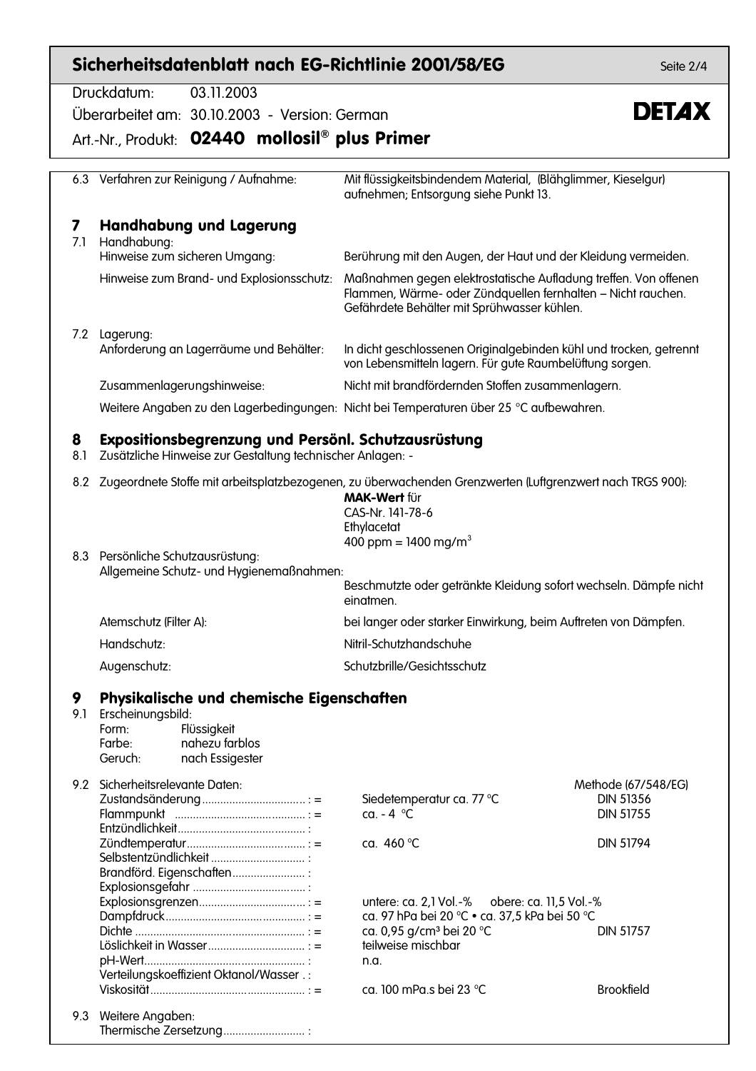| | | |
|---|---|---|
| 6.3 | Verfahren zur Reinigung / Aufnahme: | Mit flüssigkeitsbindendem Material, (Blähglimmer, Kieselgur) aufnehmen; Entsorgung siehe Punkt 13. |

## 7 Handhabung und Lagerung

7.1 Handhabung:

| | |
|---|---|
| Hinweise zum sicheren Umgang: | Berührung mit den Augen, der Haut und der Kleidung vermeiden. |
| Hinweise zum Brand- und Explosionsschutz: | Maßnahmen gegen elektrostatische Aufladung treffen. Von offenen Flammen, Wärme- oder Zündquellen fernhalten – Nicht rauchen. Gefährdete Behälter mit Sprühwasser kühlen. |

7.2 Lagerung:

| | |
|---|---|
| Anforderung an Lagerräume und Behälter: | In dicht geschlossenen Originalgebinden kühl und trocken, getrennt von Lebensmitteln lagern. Für gute Raumbelüftung sorgen. |
| Zusammenlagerungshinweise: | Nicht mit brandfördernden Stoffen zusammenlagern. |
| Weitere Angaben zu den Lagerbedingungen: | Nicht bei Temperaturen über 25 °C aufbewahren. |

## 8 Expositionsbegrenzung und Persönl. Schutzausrüstung

8.1 Zusätzliche Hinweise zur Gestaltung technischer Anlagen: -

8.2 Zugeordnete Stoffe mit arbeitsplatzbezogenen, zu überwachenden Grenzwerten (Luftgrenzwert nach TRGS 900):

**MAK-Wert** für
CAS-Nr. 141-78-6
Ethylacetat
400 ppm = 1400 mg/m$^3$

8.3 Persönliche Schutzausrüstung:

| | |
|---|---|
| Allgemeine Schutz- und Hygienemaßnahmen: | Beschmutzte oder getränkte Kleidung sofort wechseln. Dämpfe nicht einatmen. |
| Atemschutz (Filter A): | bei langer oder starker Einwirkung, beim Auftreten von Dämpfen. |
| Handschutz: | Nitril-Schutzhandschuhe |
| Augenschutz: | Schutzbrille/Gesichtsschutz |

## 9 Physikalische und chemische Eigenschaften

9.1 Erscheinungsbild:

| | |
|---|---|
| Form: | Flüssigkeit |
| Farbe: | nahezu farblos |
| Geruch: | nach Essigester |

9.2 Sicherheitsrelevante Daten:

| | | Methode (67/548/EG) |
|---|---|---|
| Zustandsänderung : = | Siedetemperatur ca. 77 °C | DIN 51356 |
| Flammpunkt : = | ca. - 4 °C | DIN 51755 |
| Entzündlichkeit : | | |
| Zündtemperatur : = | ca. 460 °C | DIN 51794 |
| Selbstentzündlichkeit : | | |
| Brandförd. Eigenschaften : | | |
| Explosionsgefahr : | | |
| Explosionsgrenzen : = | untere: ca. 2,1 Vol.-% obere: ca. 11,5 Vol.-% | |
| Dampfdruck : = | ca. 97 hPa bei 20 °C • ca. 37,5 kPa bei 50 °C | |
| Dichte : = | ca. 0,95 g/cm³ bei 20 °C | DIN 51757 |
| Löslichkeit in Wasser : = | teilweise mischbar | |
| pH-Wert : | n.a. | |
| Verteilungskoeffizient Oktanol/Wasser . : | | |
| Viskosität : = | ca. 100 mPa.s bei 23 °C | Brookfield |

9.3 Weitere Angaben:
Thermische Zersetzung :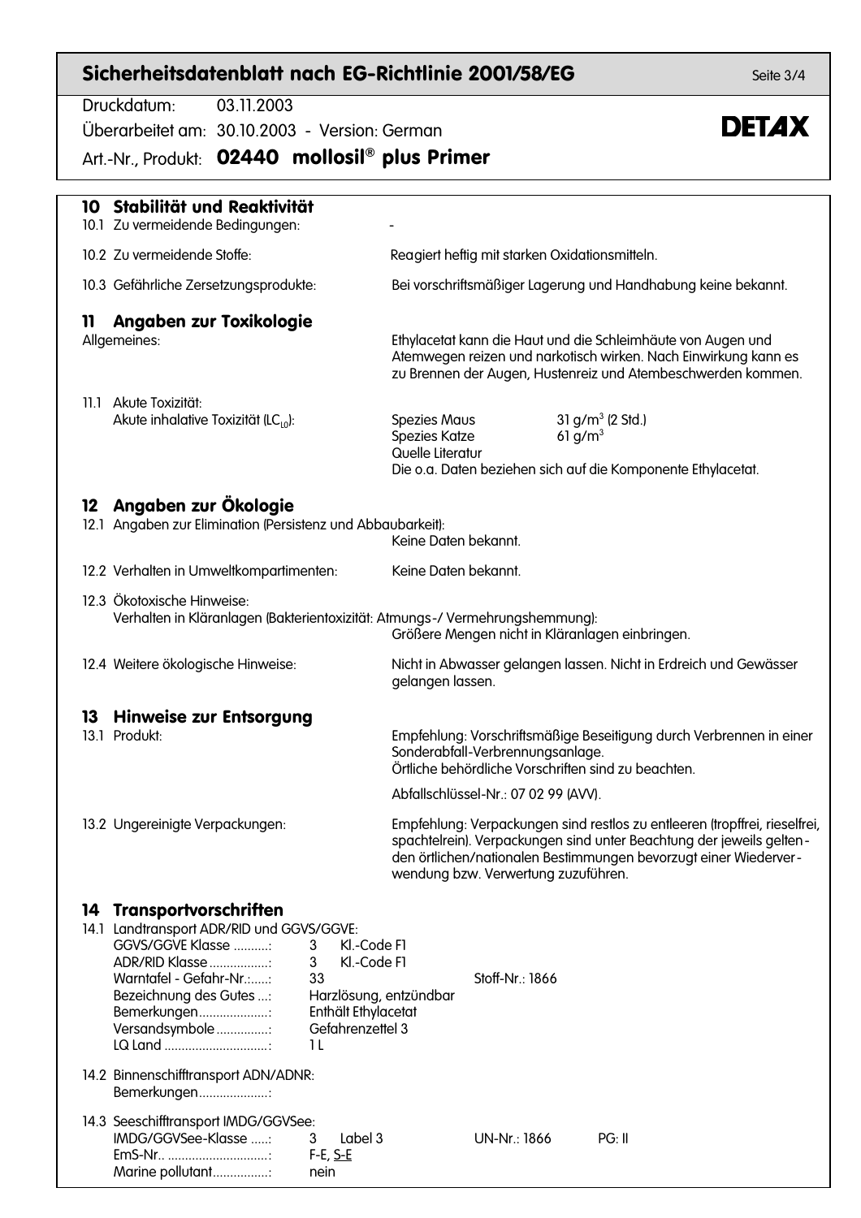## 10 Stabilität und Reaktivität

10.1 Zu vermeidende Bedingungen: -

10.2 Zu vermeidende Stoffe: Reagiert heftig mit starken Oxidationsmitteln.

10.3 Gefährliche Zersetzungsprodukte: Bei vorschriftsmäßiger Lagerung und Handhabung keine bekannt.

## 11 Angaben zur Toxikologie

Allgemeines: Ethylacetat kann die Haut und die Schleimhäute von Augen und Atemwegen reizen und narkotisch wirken. Nach Einwirkung kann es zu Brennen der Augen, Hustenreiz und Atembeschwerden kommen.

11.1 Akute Toxizität:

Akute inhalative Toxizität ($LC_{L0}$):

| | |
|---|---|
| Spezies Maus | 31 g/m³ (2 Std.) |
| Spezies Katze | 61 g/m³ |

Quelle Literatur

Die o.a. Daten beziehen sich auf die Komponente Ethylacetat.

## 12 Angaben zur Ökologie

12.1 Angaben zur Elimination (Persistenz und Abbaubarkeit): Keine Daten bekannt.

12.2 Verhalten in Umweltkompartimenten: Keine Daten bekannt.

12.3 Ökotoxische Hinweise:

Verhalten in Kläranlagen (Bakterientoxizität: Atmungs-/ Vermehrungshemmung): Größere Mengen nicht in Kläranlagen einbringen.

12.4 Weitere ökologische Hinweise: Nicht in Abwasser gelangen lassen. Nicht in Erdreich und Gewässer gelangen lassen.

## 13 Hinweise zur Entsorgung

13.1 Produkt: Empfehlung: Vorschriftsmäßige Beseitigung durch Verbrennen in einer Sonderabfall-Verbrennungsanlage.
Örtliche behördliche Vorschriften sind zu beachten.

Abfallschlüssel-Nr.: 07 02 99 (AVV).

13.2 Ungereinigte Verpackungen: Empfehlung: Verpackungen sind restlos zu entleeren (tropffrei, rieselfrei, spachtelrein). Verpackungen sind unter Beachtung der jeweils geltenden örtlichen/nationalen Bestimmungen bevorzugt einer Wiederverwendung bzw. Verwertung zuzuführen.

## 14 Transportvorschriften

14.1 Landtransport ADR/RID und GGVS/GGVE:

- GGVS/GGVE Klasse: 3 Kl.-Code F1
- ADR/RID Klasse: 3 Kl.-Code F1
- Warntafel - Gefahr-Nr.: 33 — Stoff-Nr.: 1866
- Bezeichnung des Gutes: Harzlösung, entzündbar
- Bemerkungen: Enthält Ethylacetat
- Versandsymbole: Gefahrenzettel 3
- LQ Land: 1 L

14.2 Binnenschifftransport ADN/ADNR:

- Bemerkungen:

14.3 Seeschifftransport IMDG/GGVSee:

- IMDG/GGVSee-Klasse: 3 Label 3 — UN-Nr.: 1866 — PG: II
- EmS-Nr.: F-E, S-E
- Marine pollutant: nein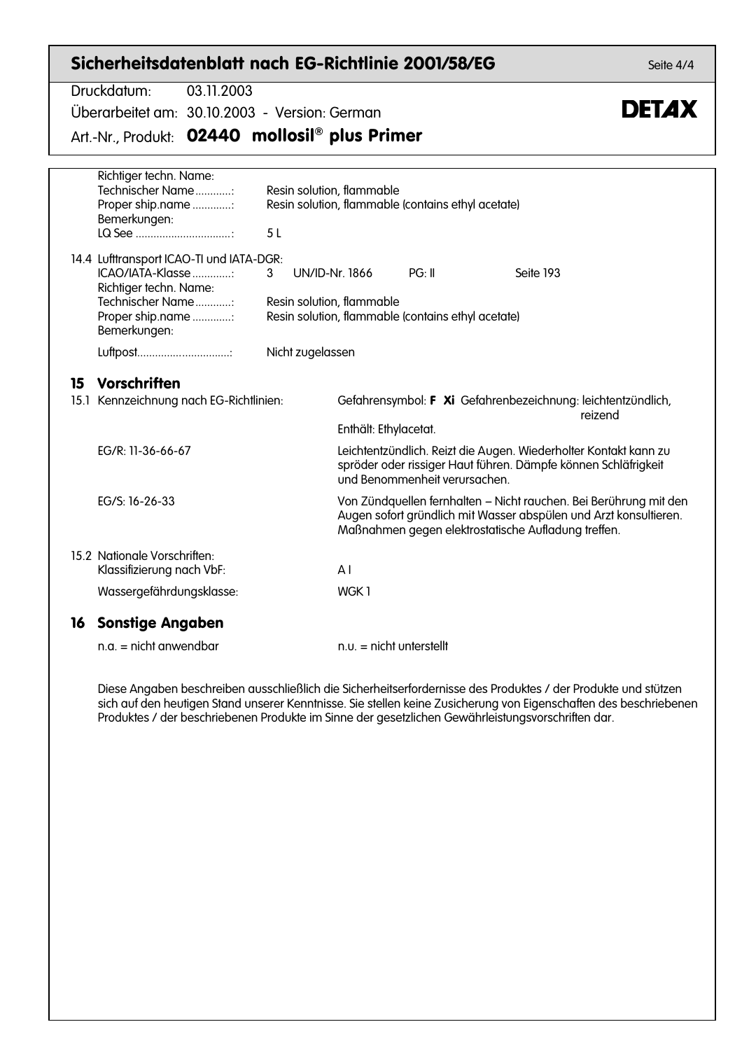Richtiger techn. Name:
Technischer Name............: Resin solution, flammable
Proper ship.name .............: Resin solution, flammable (contains ethyl acetate)
Bemerkungen:
LQ See ................................: 5 L

14.4 Lufttransport ICAO-TI und IATA-DGR:
ICAO/IATA-Klasse .............: 3 UN/ID-Nr. 1866 PG: II Seite 193
Richtiger techn. Name:
Technischer Name............: Resin solution, flammable
Proper ship.name .............: Resin solution, flammable (contains ethyl acetate)
Bemerkungen:

Luftpost...............................: Nicht zugelassen

## 15 Vorschriften

| | |
|---|---|
| 15.1 Kennzeichnung nach EG-Richtlinien: | Gefahrensymbol: **F Xi** Gefahrenbezeichnung: leichtentzündlich, reizend<br>Enthält: Ethylacetat. |
| EG/R: 11-36-66-67 | Leichtentzündlich. Reizt die Augen. Wiederholter Kontakt kann zu spröder oder rissiger Haut führen. Dämpfe können Schläfrigkeit und Benommenheit verursachen. |
| EG/S: 16-26-33 | Von Zündquellen fernhalten – Nicht rauchen. Bei Berührung mit den Augen sofort gründlich mit Wasser abspülen und Arzt konsultieren. Maßnahmen gegen elektrostatische Aufladung treffen. |
| 15.2 Nationale Vorschriften:<br>Klassifizierung nach VbF: | A I |
| Wassergefährdungsklasse: | WGK 1 |

## 16 Sonstige Angaben

n.a. = nicht anwendbar n.u. = nicht unterstellt

Diese Angaben beschreiben ausschließlich die Sicherheitserfordernisse des Produktes / der Produkte und stützen sich auf den heutigen Stand unserer Kenntnisse. Sie stellen keine Zusicherung von Eigenschaften des beschriebenen Produktes / der beschriebenen Produkte im Sinne der gesetzlichen Gewährleistungsvorschriften dar.